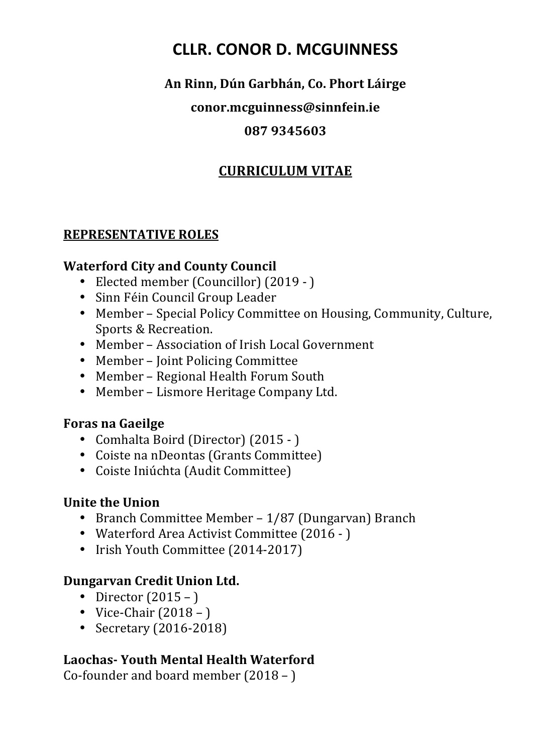# CLLR. CONOR D. MCGUINNESS

**An Rinn, Dún Garbhán, Co. Phort Láirge**

**conor.mcguinness@sinnfein.ie**

**087 9345603**

## CURRICULUM VITAE

### REPRESENTATIVE ROLES

**Waterford City and County Council**

- Elected member (Councillor) (2019 - )
- Sinn Féin Council Group Leader
- Member – Special Policy Committee on Housing, Community, Culture, Sports & Recreation.
- Member – Association of Irish Local Government
- Member – Joint Policing Committee
- Member – Regional Health Forum South
- Member – Lismore Heritage Company Ltd.

**Foras na Gaeilge**

- Comhalta Boird (Director) (2015 - )
- Coiste na nDeontas (Grants Committee)
- Coiste Iniúchta (Audit Committee)

**Unite the Union**

- Branch Committee Member – 1/87 (Dungarvan) Branch
- Waterford Area Activist Committee (2016 - )
- Irish Youth Committee (2014-2017)

**Dungarvan Credit Union Ltd.**

- Director (2015 – )
- Vice-Chair (2018 – )
- Secretary (2016-2018)

**Laochas- Youth Mental Health Waterford**

Co-founder and board member (2018 – )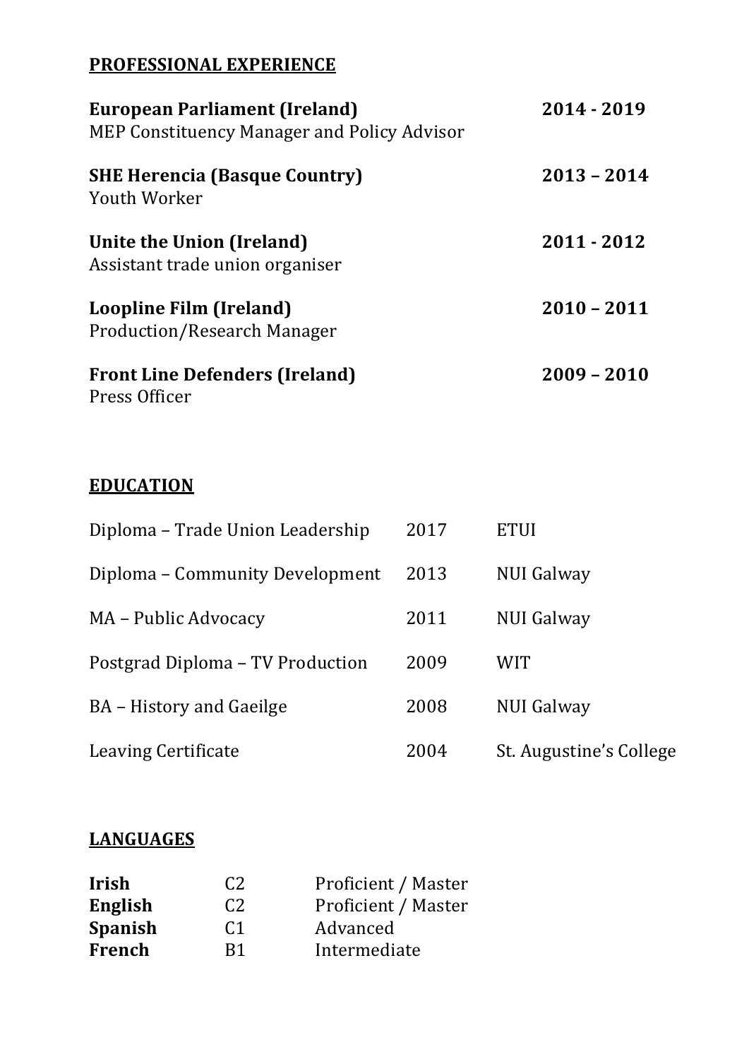## PROFESSIONAL EXPERIENCE

**European Parliament (Ireland)** **2014 - 2019**
MEP Constituency Manager and Policy Advisor

**SHE Herencia (Basque Country)** **2013 – 2014**
Youth Worker

**Unite the Union (Ireland)** **2011 - 2012**
Assistant trade union organiser

**Loopline Film (Ireland)** **2010 – 2011**
Production/Research Manager

**Front Line Defenders (Ireland)** **2009 – 2010**
Press Officer

## EDUCATION

| | | |
|---|---|---|
| Diploma – Trade Union Leadership | 2017 | ETUI |
| Diploma – Community Development | 2013 | NUI Galway |
| MA – Public Advocacy | 2011 | NUI Galway |
| Postgrad Diploma – TV Production | 2009 | WIT |
| BA – History and Gaeilge | 2008 | NUI Galway |
| Leaving Certificate | 2004 | St. Augustine's College |

## LANGUAGES

| | | |
|---|---|---|
| **Irish** | C2 | Proficient / Master |
| **English** | C2 | Proficient / Master |
| **Spanish** | C1 | Advanced |
| **French** | B1 | Intermediate |